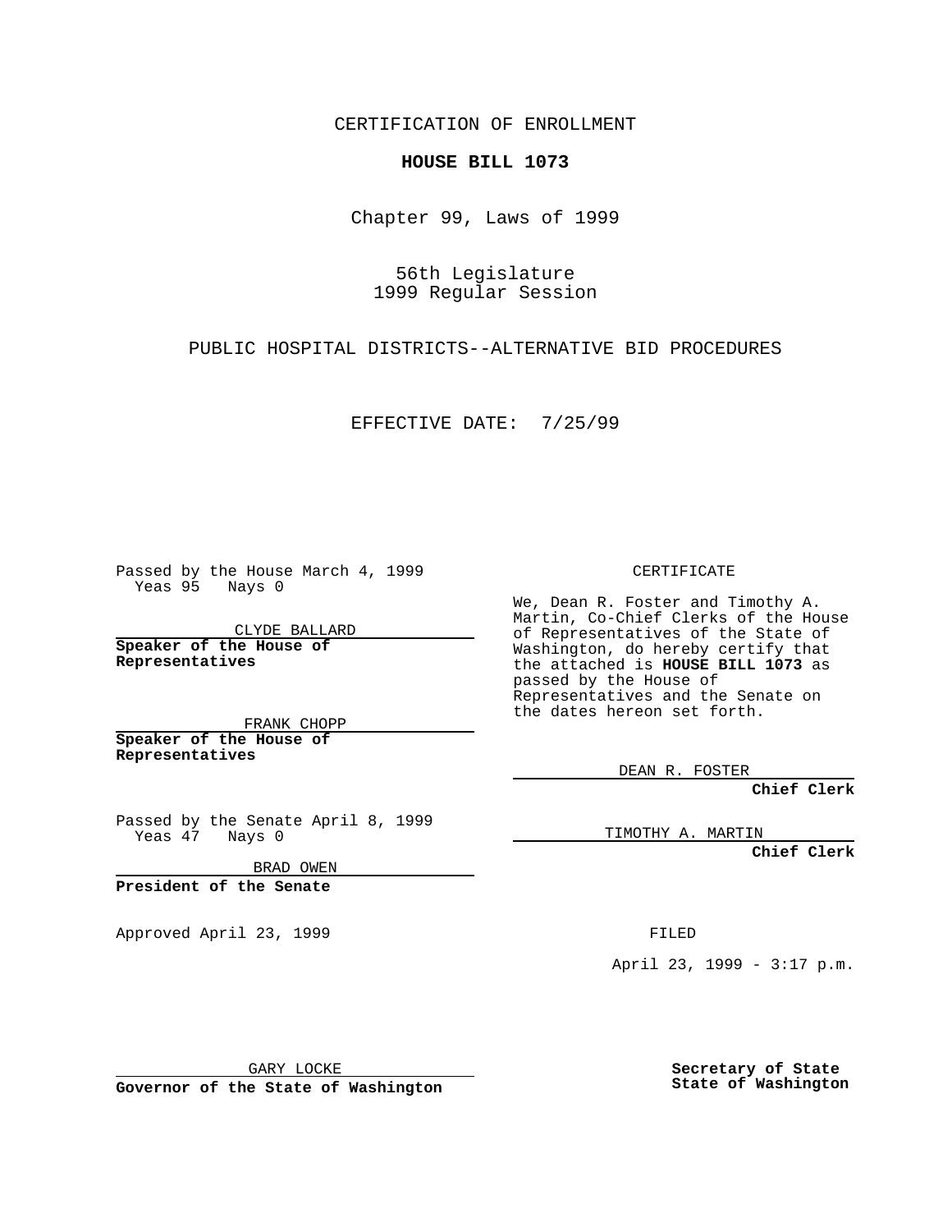CERTIFICATION OF ENROLLMENT

**HOUSE BILL 1073**

Chapter 99, Laws of 1999

56th Legislature
1999 Regular Session

PUBLIC HOSPITAL DISTRICTS--ALTERNATIVE BID PROCEDURES

EFFECTIVE DATE: 7/25/99

Passed by the House March 4, 1999
Yeas 95 Nays 0

CLYDE BALLARD

**Speaker of the House of Representatives**

FRANK CHOPP

**Speaker of the House of Representatives**

Passed by the Senate April 8, 1999
Yeas 47 Nays 0

BRAD OWEN

**President of the Senate**

Approved April 23, 1999

GARY LOCKE

**Governor of the State of Washington**

CERTIFICATE

We, Dean R. Foster and Timothy A. Martin, Co-Chief Clerks of the House of Representatives of the State of Washington, do hereby certify that the attached is **HOUSE BILL 1073** as passed by the House of Representatives and the Senate on the dates hereon set forth.

DEAN R. FOSTER

**Chief Clerk**

TIMOTHY A. MARTIN

**Chief Clerk**

FILED

April 23, 1999 - 3:17 p.m.

**Secretary of State**
**State of Washington**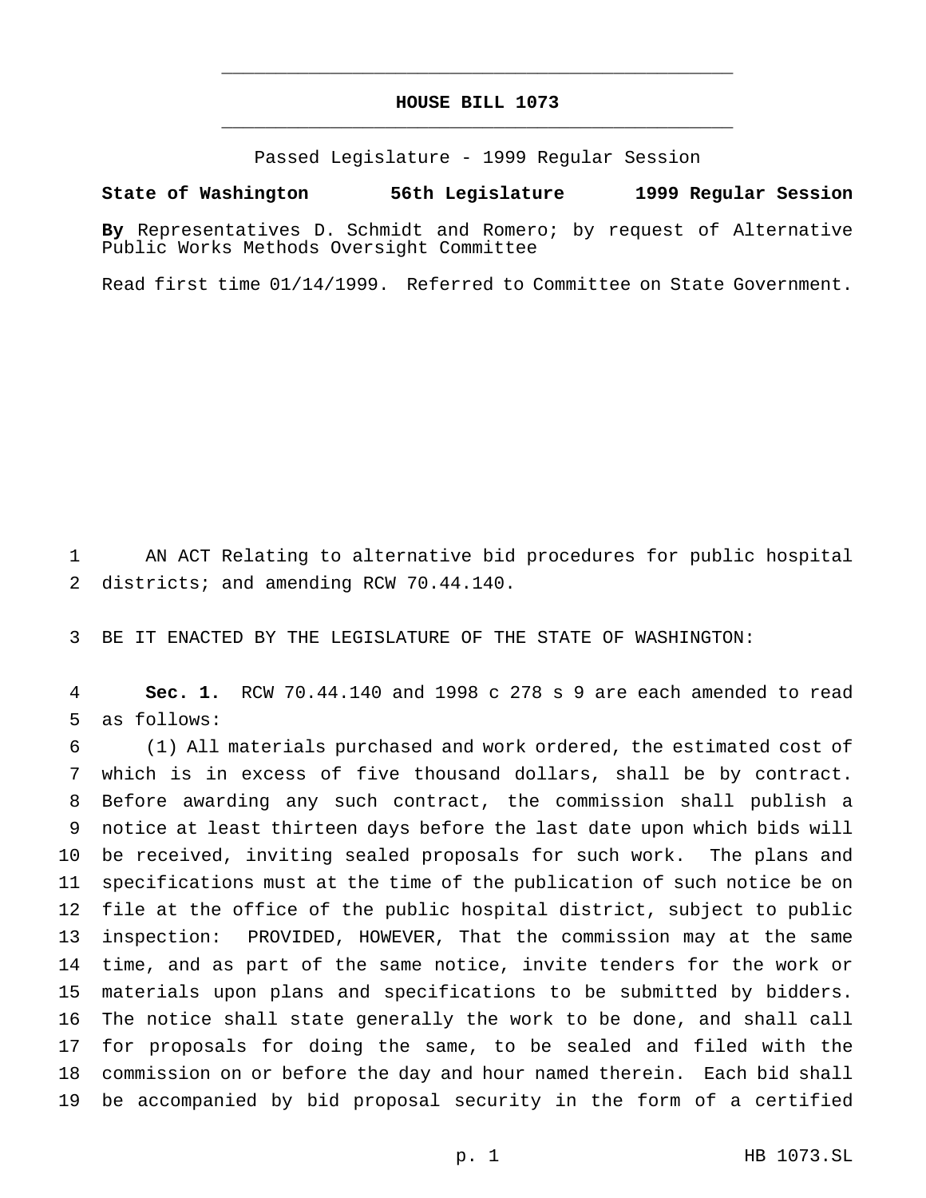# HOUSE BILL 1073

Passed Legislature - 1999 Regular Session

**State of Washington 56th Legislature 1999 Regular Session**

**By** Representatives D. Schmidt and Romero; by request of Alternative Public Works Methods Oversight Committee

Read first time 01/14/1999. Referred to Committee on State Government.

AN ACT Relating to alternative bid procedures for public hospital districts; and amending RCW 70.44.140.

BE IT ENACTED BY THE LEGISLATURE OF THE STATE OF WASHINGTON:

**Sec. 1.** RCW 70.44.140 and 1998 c 278 s 9 are each amended to read as follows:

(1) All materials purchased and work ordered, the estimated cost of which is in excess of five thousand dollars, shall be by contract. Before awarding any such contract, the commission shall publish a notice at least thirteen days before the last date upon which bids will be received, inviting sealed proposals for such work. The plans and specifications must at the time of the publication of such notice be on file at the office of the public hospital district, subject to public inspection: PROVIDED, HOWEVER, That the commission may at the same time, and as part of the same notice, invite tenders for the work or materials upon plans and specifications to be submitted by bidders. The notice shall state generally the work to be done, and shall call for proposals for doing the same, to be sealed and filed with the commission on or before the day and hour named therein. Each bid shall be accompanied by bid proposal security in the form of a certified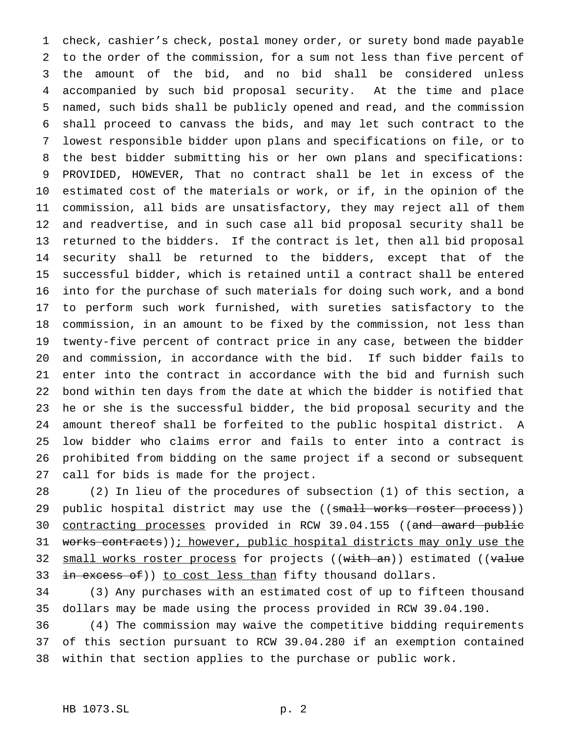check, cashier's check, postal money order, or surety bond made payable to the order of the commission, for a sum not less than five percent of the amount of the bid, and no bid shall be considered unless accompanied by such bid proposal security. At the time and place named, such bids shall be publicly opened and read, and the commission shall proceed to canvass the bids, and may let such contract to the lowest responsible bidder upon plans and specifications on file, or to the best bidder submitting his or her own plans and specifications: PROVIDED, HOWEVER, That no contract shall be let in excess of the estimated cost of the materials or work, or if, in the opinion of the commission, all bids are unsatisfactory, they may reject all of them and readvertise, and in such case all bid proposal security shall be returned to the bidders. If the contract is let, then all bid proposal security shall be returned to the bidders, except that of the successful bidder, which is retained until a contract shall be entered into for the purchase of such materials for doing such work, and a bond to perform such work furnished, with sureties satisfactory to the commission, in an amount to be fixed by the commission, not less than twenty-five percent of contract price in any case, between the bidder and commission, in accordance with the bid. If such bidder fails to enter into the contract in accordance with the bid and furnish such bond within ten days from the date at which the bidder is notified that he or she is the successful bidder, the bid proposal security and the amount thereof shall be forfeited to the public hospital district. A low bidder who claims error and fails to enter into a contract is prohibited from bidding on the same project if a second or subsequent call for bids is made for the project.

(2) In lieu of the procedures of subsection (1) of this section, a public hospital district may use the ((~~small works roster process~~)) <u>contracting processes</u> provided in RCW 39.04.155 ((~~and award public works contracts~~))<u>; however, public hospital districts may only use the small works roster process</u> for projects ((~~with an~~)) estimated ((~~value in excess of~~)) <u>to cost less than</u> fifty thousand dollars.

(3) Any purchases with an estimated cost of up to fifteen thousand dollars may be made using the process provided in RCW 39.04.190.

(4) The commission may waive the competitive bidding requirements of this section pursuant to RCW 39.04.280 if an exemption contained within that section applies to the purchase or public work.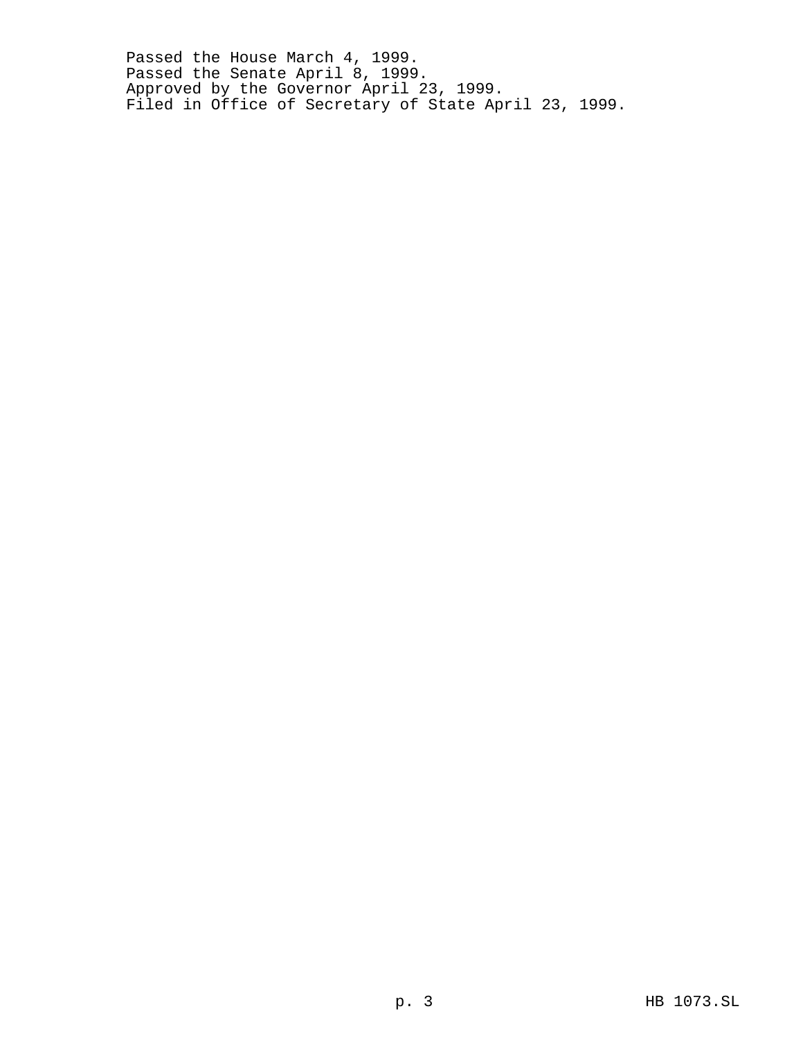Passed the House March 4, 1999.
Passed the Senate April 8, 1999.
Approved by the Governor April 23, 1999.
Filed in Office of Secretary of State April 23, 1999.